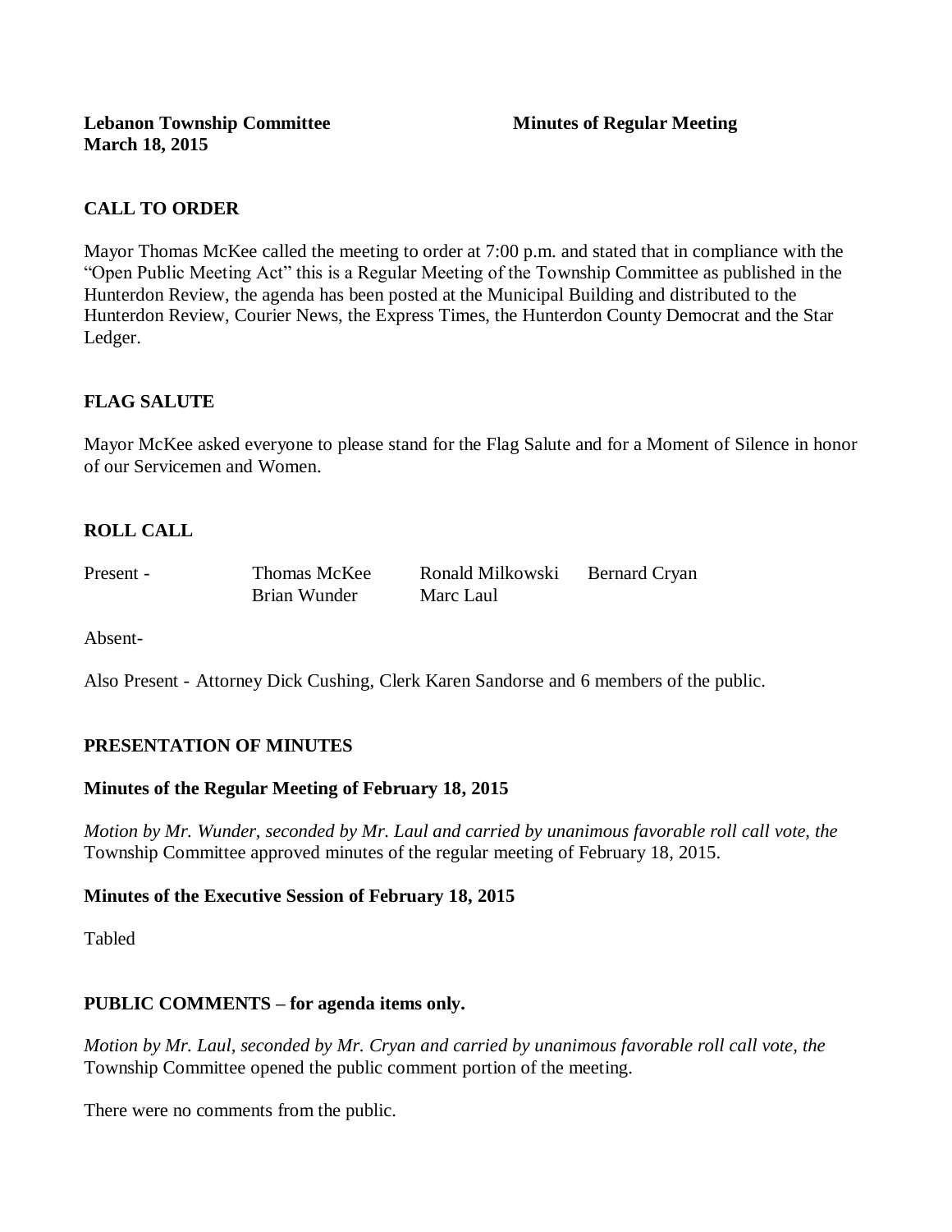**Lebanon Township Committee** **Minutes of Regular Meeting**
**March 18, 2015**

## CALL TO ORDER

Mayor Thomas McKee called the meeting to order at 7:00 p.m. and stated that in compliance with the "Open Public Meeting Act" this is a Regular Meeting of the Township Committee as published in the Hunterdon Review, the agenda has been posted at the Municipal Building and distributed to the Hunterdon Review, Courier News, the Express Times, the Hunterdon County Democrat and the Star Ledger.

## FLAG SALUTE

Mayor McKee asked everyone to please stand for the Flag Salute and for a Moment of Silence in honor of our Servicemen and Women.

## ROLL CALL

| Present - | Thomas McKee | Ronald Milkowski | Bernard Cryan |
|---|---|---|---|
| | Brian Wunder | Marc Laul | |

Absent-

Also Present - Attorney Dick Cushing, Clerk Karen Sandorse and 6 members of the public.

## PRESENTATION OF MINUTES

### Minutes of the Regular Meeting of February 18, 2015

*Motion by Mr. Wunder, seconded by Mr. Laul and carried by unanimous favorable roll call vote, the* Township Committee approved minutes of the regular meeting of February 18, 2015.

### Minutes of the Executive Session of February 18, 2015

Tabled

## PUBLIC COMMENTS – for agenda items only.

*Motion by Mr. Laul, seconded by Mr. Cryan and carried by unanimous favorable roll call vote, the* Township Committee opened the public comment portion of the meeting.

There were no comments from the public.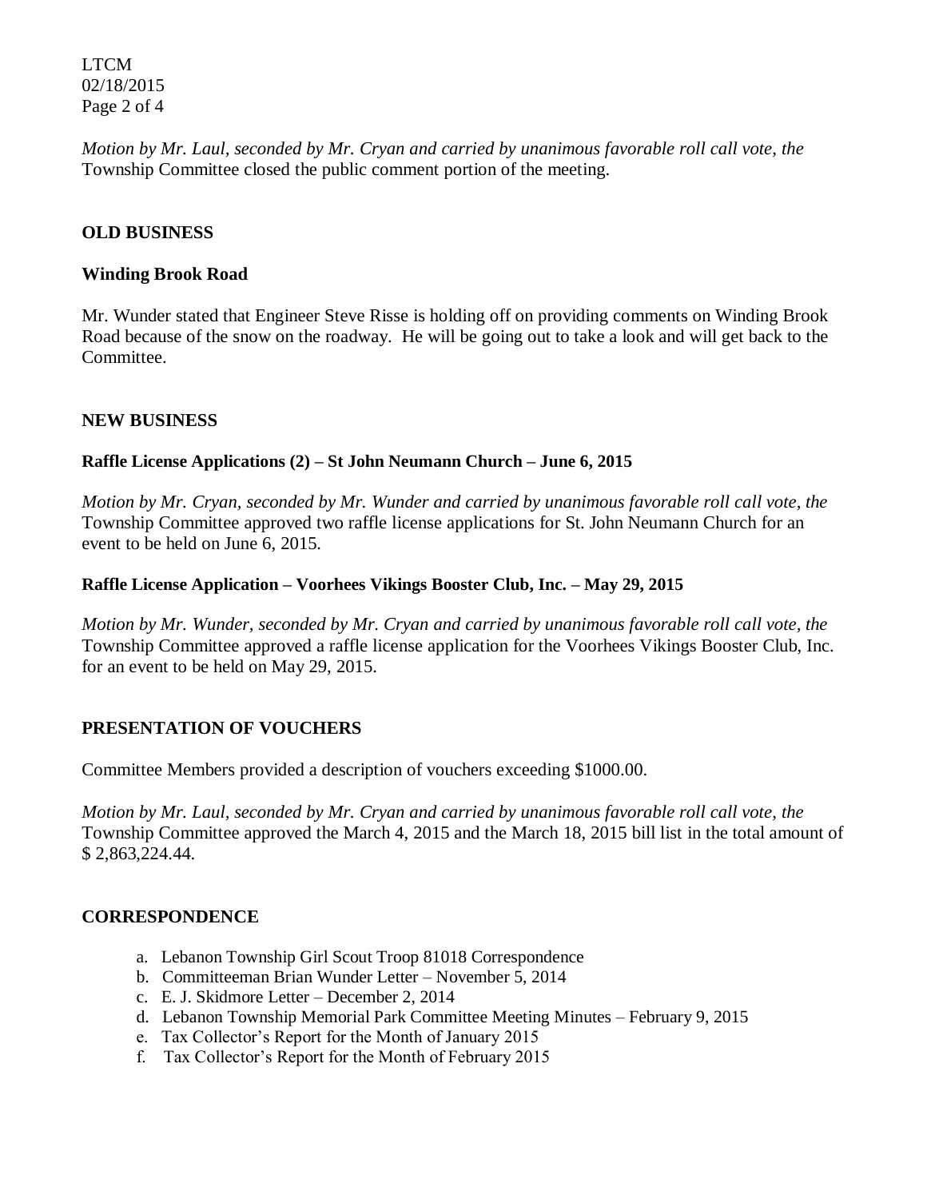*Motion by Mr. Laul, seconded by Mr. Cryan and carried by unanimous favorable roll call vote, the* Township Committee closed the public comment portion of the meeting.

## OLD BUSINESS

### Winding Brook Road

Mr. Wunder stated that Engineer Steve Risse is holding off on providing comments on Winding Brook Road because of the snow on the roadway. He will be going out to take a look and will get back to the Committee.

## NEW BUSINESS

### Raffle License Applications (2) – St John Neumann Church – June 6, 2015

*Motion by Mr. Cryan, seconded by Mr. Wunder and carried by unanimous favorable roll call vote, the* Township Committee approved two raffle license applications for St. John Neumann Church for an event to be held on June 6, 2015.

### Raffle License Application – Voorhees Vikings Booster Club, Inc. – May 29, 2015

*Motion by Mr. Wunder, seconded by Mr. Cryan and carried by unanimous favorable roll call vote, the* Township Committee approved a raffle license application for the Voorhees Vikings Booster Club, Inc. for an event to be held on May 29, 2015.

## PRESENTATION OF VOUCHERS

Committee Members provided a description of vouchers exceeding $1000.00.

*Motion by Mr. Laul, seconded by Mr. Cryan and carried by unanimous favorable roll call vote, the* Township Committee approved the March 4, 2015 and the March 18, 2015 bill list in the total amount of $ 2,863,224.44.

## CORRESPONDENCE

a. Lebanon Township Girl Scout Troop 81018 Correspondence
b. Committeeman Brian Wunder Letter – November 5, 2014
c. E. J. Skidmore Letter – December 2, 2014
d. Lebanon Township Memorial Park Committee Meeting Minutes – February 9, 2015
e. Tax Collector's Report for the Month of January 2015
f. Tax Collector's Report for the Month of February 2015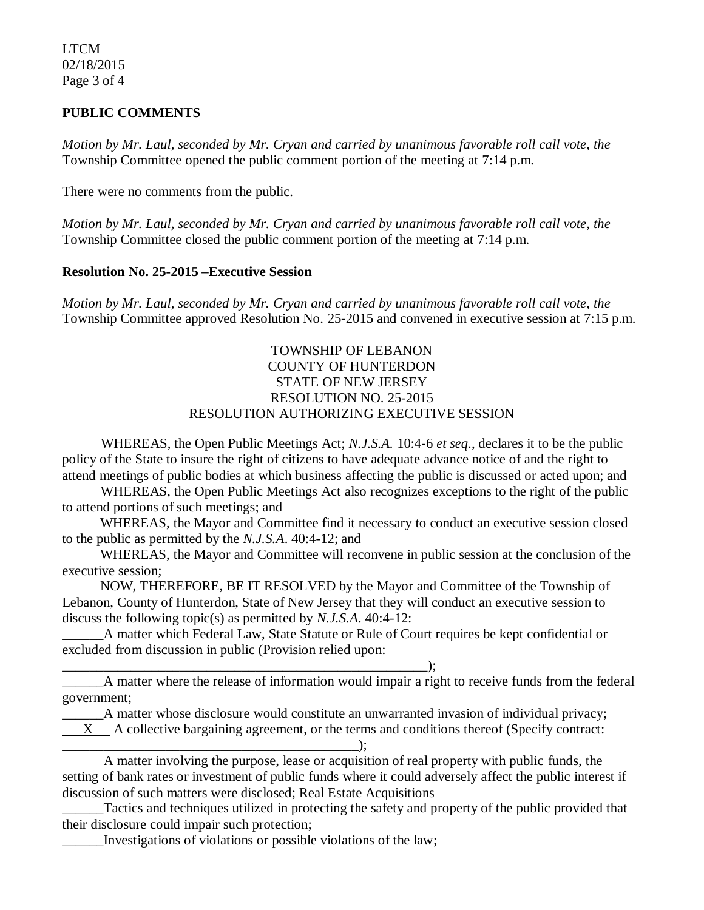**PUBLIC COMMENTS**

*Motion by Mr. Laul, seconded by Mr. Cryan and carried by unanimous favorable roll call vote, the* Township Committee opened the public comment portion of the meeting at 7:14 p.m.

There were no comments from the public.

*Motion by Mr. Laul, seconded by Mr. Cryan and carried by unanimous favorable roll call vote, the* Township Committee closed the public comment portion of the meeting at 7:14 p.m.

**Resolution No. 25-2015 –Executive Session**

*Motion by Mr. Laul, seconded by Mr. Cryan and carried by unanimous favorable roll call vote, the* Township Committee approved Resolution No. 25-2015 and convened in executive session at 7:15 p.m.

TOWNSHIP OF LEBANON
COUNTY OF HUNTERDON
STATE OF NEW JERSEY
RESOLUTION NO. 25-2015
RESOLUTION AUTHORIZING EXECUTIVE SESSION

WHEREAS, the Open Public Meetings Act; *N.J.S.A.* 10:4-6 *et seq*., declares it to be the public policy of the State to insure the right of citizens to have adequate advance notice of and the right to attend meetings of public bodies at which business affecting the public is discussed or acted upon; and

WHEREAS, the Open Public Meetings Act also recognizes exceptions to the right of the public to attend portions of such meetings; and

WHEREAS, the Mayor and Committee find it necessary to conduct an executive session closed to the public as permitted by the *N.J.S.A*. 40:4-12; and

WHEREAS, the Mayor and Committee will reconvene in public session at the conclusion of the executive session;

NOW, THEREFORE, BE IT RESOLVED by the Mayor and Committee of the Township of Lebanon, County of Hunterdon, State of New Jersey that they will conduct an executive session to discuss the following topic(s) as permitted by *N.J.S.A*. 40:4-12:

______A matter which Federal Law, State Statute or Rule of Court requires be kept confidential or excluded from discussion in public (Provision relied upon: ________________________________________________________);

______A matter where the release of information would impair a right to receive funds from the federal government;

______A matter whose disclosure would constitute an unwarranted invasion of individual privacy;

___X___ A collective bargaining agreement, or the terms and conditions thereof (Specify contract: ____________________________________________);

______ A matter involving the purpose, lease or acquisition of real property with public funds, the setting of bank rates or investment of public funds where it could adversely affect the public interest if discussion of such matters were disclosed; Real Estate Acquisitions

______Tactics and techniques utilized in protecting the safety and property of the public provided that their disclosure could impair such protection;

______Investigations of violations or possible violations of the law;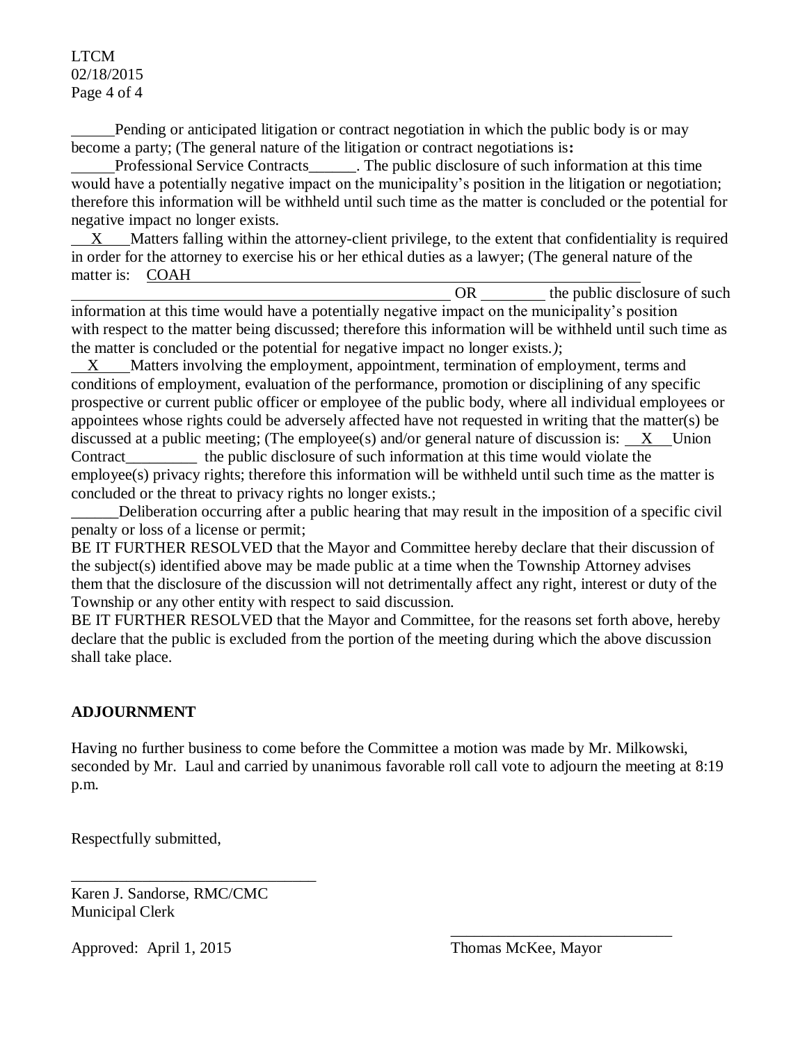______Pending or anticipated litigation or contract negotiation in which the public body is or may become a party; (The general nature of the litigation or contract negotiations is**:**

______Professional Service Contracts______. The public disclosure of such information at this time would have a potentially negative impact on the municipality's position in the litigation or negotiation; therefore this information will be withheld until such time as the matter is concluded or the potential for negative impact no longer exists.

___X___Matters falling within the attorney-client privilege, to the extent that confidentiality is required in order for the attorney to exercise his or her ethical duties as a lawyer; (The general nature of the matter is: COAH ______________________________________________ OR ________ the public disclosure of such information at this time would have a potentially negative impact on the municipality's position with respect to the matter being discussed; therefore this information will be withheld until such time as the matter is concluded or the potential for negative impact no longer exists.*)*;

___X___Matters involving the employment, appointment, termination of employment, terms and conditions of employment, evaluation of the performance, promotion or disciplining of any specific prospective or current public officer or employee of the public body, where all individual employees or appointees whose rights could be adversely affected have not requested in writing that the matter(s) be discussed at a public meeting; (The employee(s) and/or general nature of discussion is: ___X___Union Contract_________ the public disclosure of such information at this time would violate the employee(s) privacy rights; therefore this information will be withheld until such time as the matter is concluded or the threat to privacy rights no longer exists.;

______Deliberation occurring after a public hearing that may result in the imposition of a specific civil penalty or loss of a license or permit;

BE IT FURTHER RESOLVED that the Mayor and Committee hereby declare that their discussion of the subject(s) identified above may be made public at a time when the Township Attorney advises them that the disclosure of the discussion will not detrimentally affect any right, interest or duty of the Township or any other entity with respect to said discussion.

BE IT FURTHER RESOLVED that the Mayor and Committee, for the reasons set forth above, hereby declare that the public is excluded from the portion of the meeting during which the above discussion shall take place.

**ADJOURNMENT**

Having no further business to come before the Committee a motion was made by Mr. Milkowski, seconded by Mr. Laul and carried by unanimous favorable roll call vote to adjourn the meeting at 8:19 p.m.

Respectfully submitted,

_______________________________

Karen J. Sandorse, RMC/CMC
Municipal Clerk

Approved: April 1, 2015

_______________________________

Thomas McKee, Mayor